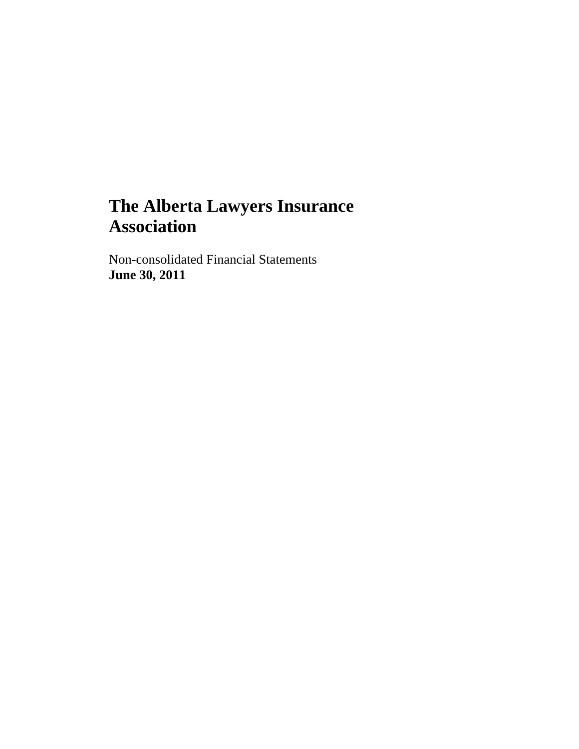# The Alberta Lawyers Insurance Association

Non-consolidated Financial Statements
**June 30, 2011**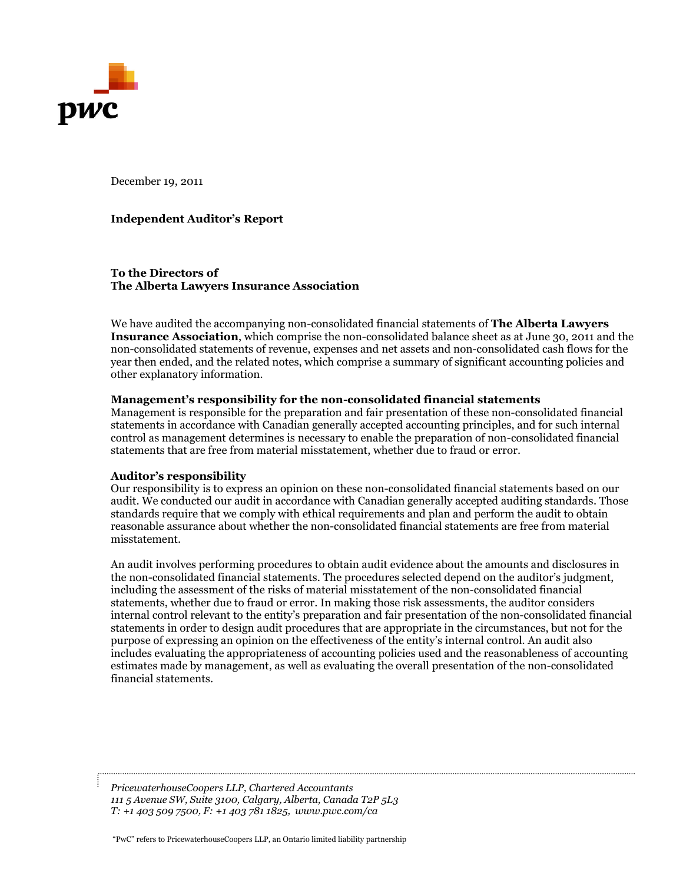December 19, 2011

**Independent Auditor's Report**

**To the Directors of**
**The Alberta Lawyers Insurance Association**

We have audited the accompanying non-consolidated financial statements of **The Alberta Lawyers Insurance Association**, which comprise the non-consolidated balance sheet as at June 30, 2011 and the non-consolidated statements of revenue, expenses and net assets and non-consolidated cash flows for the year then ended, and the related notes, which comprise a summary of significant accounting policies and other explanatory information.

**Management's responsibility for the non-consolidated financial statements**
Management is responsible for the preparation and fair presentation of these non-consolidated financial statements in accordance with Canadian generally accepted accounting principles, and for such internal control as management determines is necessary to enable the preparation of non-consolidated financial statements that are free from material misstatement, whether due to fraud or error.

**Auditor's responsibility**
Our responsibility is to express an opinion on these non-consolidated financial statements based on our audit. We conducted our audit in accordance with Canadian generally accepted auditing standards. Those standards require that we comply with ethical requirements and plan and perform the audit to obtain reasonable assurance about whether the non-consolidated financial statements are free from material misstatement.

An audit involves performing procedures to obtain audit evidence about the amounts and disclosures in the non-consolidated financial statements. The procedures selected depend on the auditor's judgment, including the assessment of the risks of material misstatement of the non-consolidated financial statements, whether due to fraud or error. In making those risk assessments, the auditor considers internal control relevant to the entity's preparation and fair presentation of the non-consolidated financial statements in order to design audit procedures that are appropriate in the circumstances, but not for the purpose of expressing an opinion on the effectiveness of the entity's internal control. An audit also includes evaluating the appropriateness of accounting policies used and the reasonableness of accounting estimates made by management, as well as evaluating the overall presentation of the non-consolidated financial statements.

*PricewaterhouseCoopers LLP, Chartered Accountants*
*111 5 Avenue SW, Suite 3100, Calgary, Alberta, Canada T2P 5L3*
*T: +1 403 509 7500, F: +1 403 781 1825, www.pwc.com/ca*

"PwC" refers to PricewaterhouseCoopers LLP, an Ontario limited liability partnership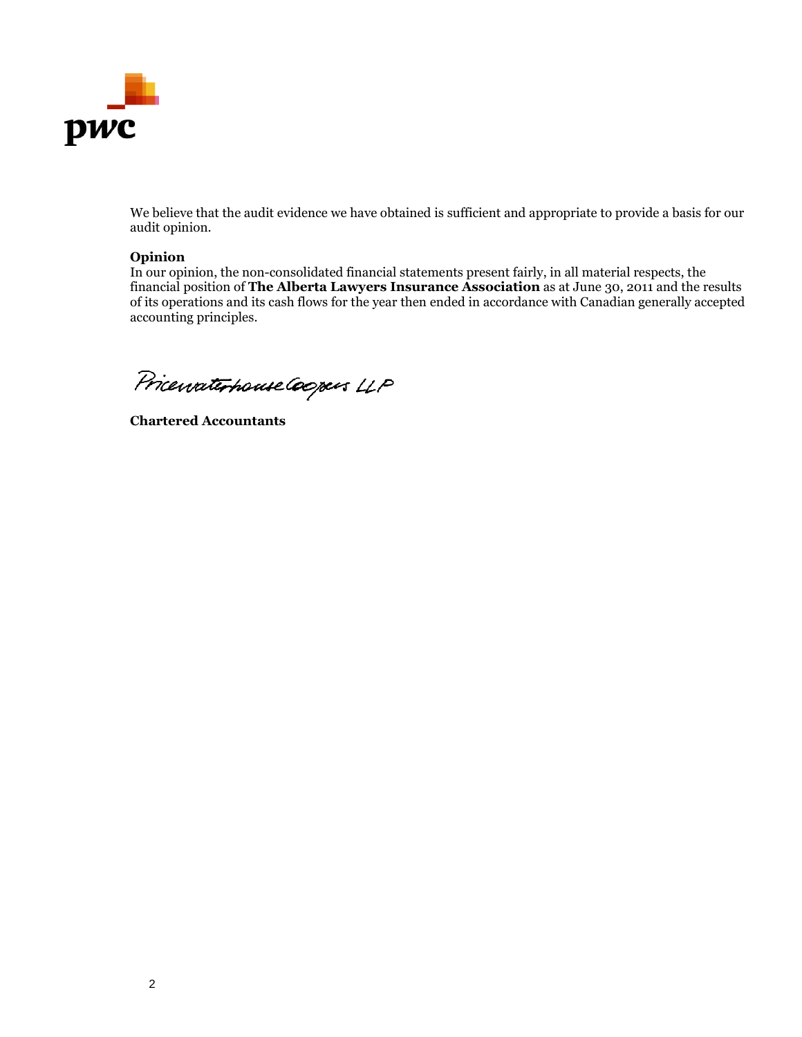We believe that the audit evidence we have obtained is sufficient and appropriate to provide a basis for our audit opinion.

**Opinion**

In our opinion, the non-consolidated financial statements present fairly, in all material respects, the financial position of **The Alberta Lawyers Insurance Association** as at June 30, 2011 and the results of its operations and its cash flows for the year then ended in accordance with Canadian generally accepted accounting principles.

PricewaterhouseCoopers LLP

**Chartered Accountants**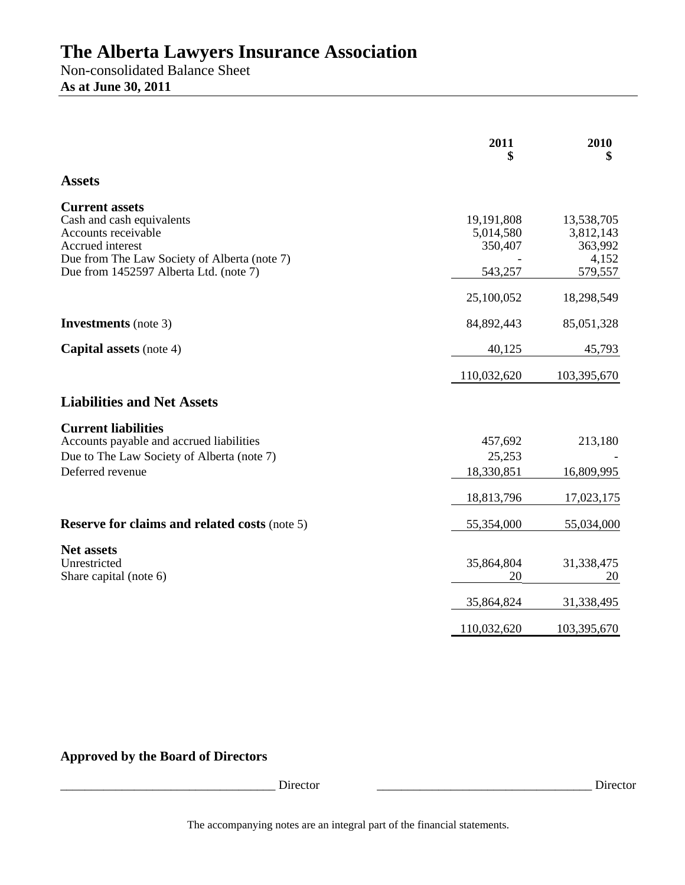# The Alberta Lawyers Insurance Association

Non-consolidated Balance Sheet

**As at June 30, 2011**

| | 2011<br>$ | 2010<br>$ |
|---|---|---|
| **Assets** | | |
| **Current assets** | | |
| Cash and cash equivalents | 19,191,808 | 13,538,705 |
| Accounts receivable | 5,014,580 | 3,812,143 |
| Accrued interest | 350,407 | 363,992 |
| Due from The Law Society of Alberta (note 7) | - | 4,152 |
| Due from 1452597 Alberta Ltd. (note 7) | 543,257 | 579,557 |
| | 25,100,052 | 18,298,549 |
| **Investments** (note 3) | 84,892,443 | 85,051,328 |
| **Capital assets** (note 4) | 40,125 | 45,793 |
| | 110,032,620 | 103,395,670 |
| **Liabilities and Net Assets** | | |
| **Current liabilities** | | |
| Accounts payable and accrued liabilities | 457,692 | 213,180 |
| Due to The Law Society of Alberta (note 7) | 25,253 | - |
| Deferred revenue | 18,330,851 | 16,809,995 |
| | 18,813,796 | 17,023,175 |
| **Reserve for claims and related costs** (note 5) | 55,354,000 | 55,034,000 |
| **Net assets** | | |
| Unrestricted | 35,864,804 | 31,338,475 |
| Share capital (note 6) | 20 | 20 |
| | 35,864,824 | 31,338,495 |
| | 110,032,620 | 103,395,670 |

**Approved by the Board of Directors**

___________________________________ Director ___________________________________ Director

The accompanying notes are an integral part of the financial statements.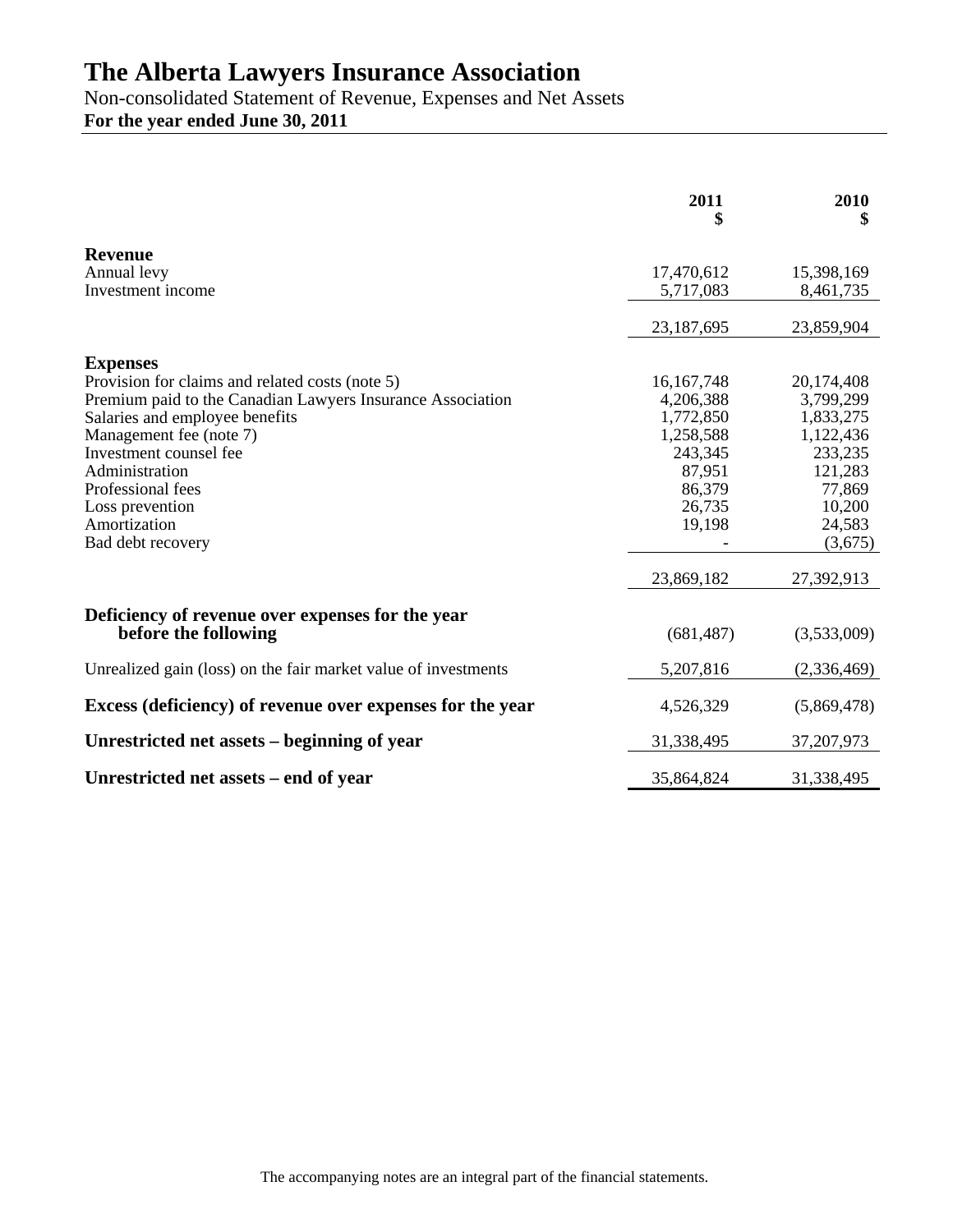# The Alberta Lawyers Insurance Association

Non-consolidated Statement of Revenue, Expenses and Net Assets

**For the year ended June 30, 2011**

| | 2011 $ | 2010 $ |
|---|---|---|
| **Revenue** | | |
| Annual levy | 17,470,612 | 15,398,169 |
| Investment income | 5,717,083 | 8,461,735 |
| | 23,187,695 | 23,859,904 |
| **Expenses** | | |
| Provision for claims and related costs (note 5) | 16,167,748 | 20,174,408 |
| Premium paid to the Canadian Lawyers Insurance Association | 4,206,388 | 3,799,299 |
| Salaries and employee benefits | 1,772,850 | 1,833,275 |
| Management fee (note 7) | 1,258,588 | 1,122,436 |
| Investment counsel fee | 243,345 | 233,235 |
| Administration | 87,951 | 121,283 |
| Professional fees | 86,379 | 77,869 |
| Loss prevention | 26,735 | 10,200 |
| Amortization | 19,198 | 24,583 |
| Bad debt recovery | - | (3,675) |
| | 23,869,182 | 27,392,913 |
| **Deficiency of revenue over expenses for the year before the following** | (681,487) | (3,533,009) |
| Unrealized gain (loss) on the fair market value of investments | 5,207,816 | (2,336,469) |
| **Excess (deficiency) of revenue over expenses for the year** | 4,526,329 | (5,869,478) |
| **Unrestricted net assets – beginning of year** | 31,338,495 | 37,207,973 |
| **Unrestricted net assets – end of year** | 35,864,824 | 31,338,495 |

The accompanying notes are an integral part of the financial statements.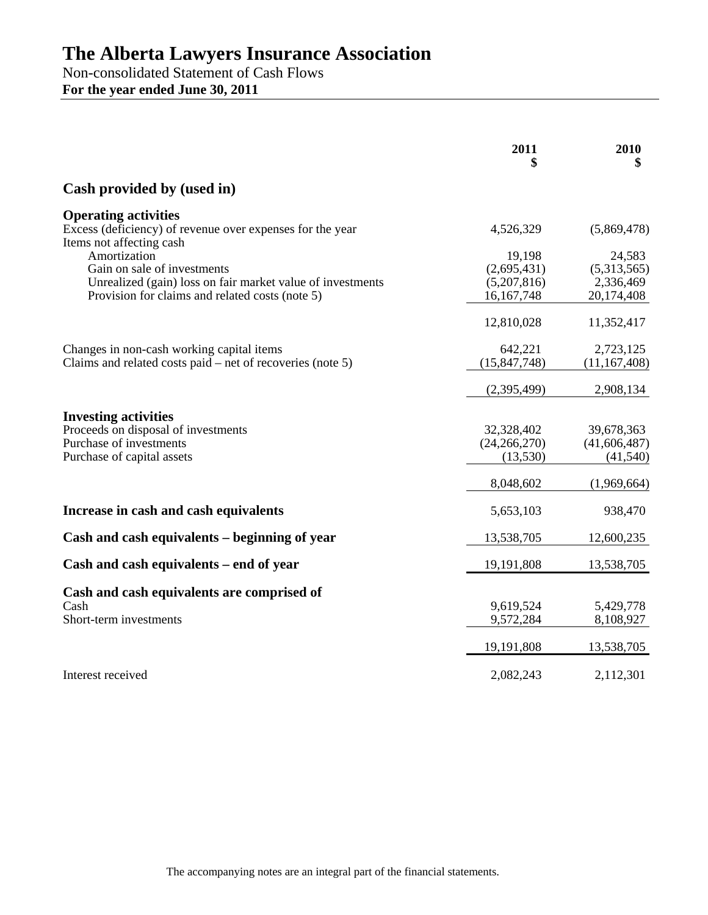# The Alberta Lawyers Insurance Association

Non-consolidated Statement of Cash Flows

**For the year ended June 30, 2011**

| | 2011 $ | 2010 $ |
|---|---|---|
| **Cash provided by (used in)** | | |
| **Operating activities** | | |
| Excess (deficiency) of revenue over expenses for the year | 4,526,329 | (5,869,478) |
| Items not affecting cash | | |
| Amortization | 19,198 | 24,583 |
| Gain on sale of investments | (2,695,431) | (5,313,565) |
| Unrealized (gain) loss on fair market value of investments | (5,207,816) | 2,336,469 |
| Provision for claims and related costs (note 5) | 16,167,748 | 20,174,408 |
| | 12,810,028 | 11,352,417 |
| Changes in non-cash working capital items | 642,221 | 2,723,125 |
| Claims and related costs paid – net of recoveries (note 5) | (15,847,748) | (11,167,408) |
| | (2,395,499) | 2,908,134 |
| **Investing activities** | | |
| Proceeds on disposal of investments | 32,328,402 | 39,678,363 |
| Purchase of investments | (24,266,270) | (41,606,487) |
| Purchase of capital assets | (13,530) | (41,540) |
| | 8,048,602 | (1,969,664) |
| **Increase in cash and cash equivalents** | 5,653,103 | 938,470 |
| **Cash and cash equivalents – beginning of year** | 13,538,705 | 12,600,235 |
| **Cash and cash equivalents – end of year** | 19,191,808 | 13,538,705 |
| **Cash and cash equivalents are comprised of** | | |
| Cash | 9,619,524 | 5,429,778 |
| Short-term investments | 9,572,284 | 8,108,927 |
| | 19,191,808 | 13,538,705 |
| Interest received | 2,082,243 | 2,112,301 |

The accompanying notes are an integral part of the financial statements.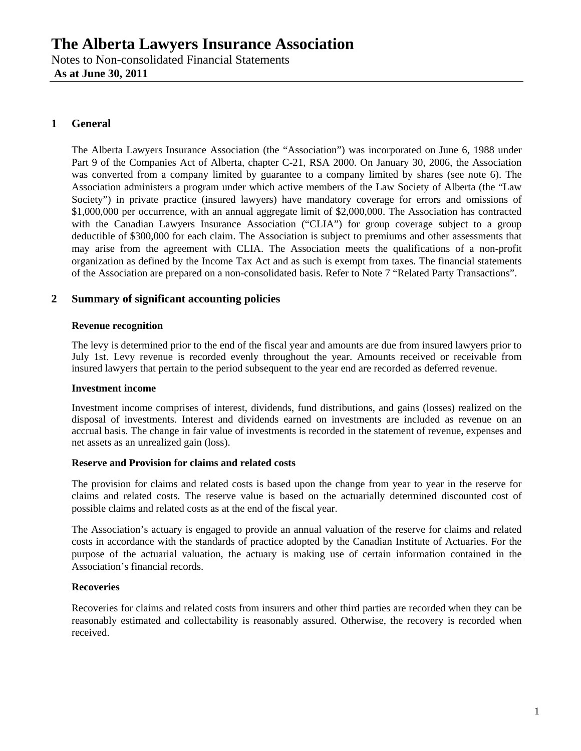# The Alberta Lawyers Insurance Association

Notes to Non-consolidated Financial Statements
**As at June 30, 2011**

## 1 General

The Alberta Lawyers Insurance Association (the "Association") was incorporated on June 6, 1988 under Part 9 of the Companies Act of Alberta, chapter C-21, RSA 2000. On January 30, 2006, the Association was converted from a company limited by guarantee to a company limited by shares (see note 6). The Association administers a program under which active members of the Law Society of Alberta (the "Law Society") in private practice (insured lawyers) have mandatory coverage for errors and omissions of $1,000,000 per occurrence, with an annual aggregate limit of $2,000,000. The Association has contracted with the Canadian Lawyers Insurance Association ("CLIA") for group coverage subject to a group deductible of $300,000 for each claim. The Association is subject to premiums and other assessments that may arise from the agreement with CLIA. The Association meets the qualifications of a non-profit organization as defined by the Income Tax Act and as such is exempt from taxes. The financial statements of the Association are prepared on a non-consolidated basis. Refer to Note 7 "Related Party Transactions".

## 2 Summary of significant accounting policies

### Revenue recognition

The levy is determined prior to the end of the fiscal year and amounts are due from insured lawyers prior to July 1st. Levy revenue is recorded evenly throughout the year. Amounts received or receivable from insured lawyers that pertain to the period subsequent to the year end are recorded as deferred revenue.

### Investment income

Investment income comprises of interest, dividends, fund distributions, and gains (losses) realized on the disposal of investments. Interest and dividends earned on investments are included as revenue on an accrual basis. The change in fair value of investments is recorded in the statement of revenue, expenses and net assets as an unrealized gain (loss).

### Reserve and Provision for claims and related costs

The provision for claims and related costs is based upon the change from year to year in the reserve for claims and related costs. The reserve value is based on the actuarially determined discounted cost of possible claims and related costs as at the end of the fiscal year.

The Association's actuary is engaged to provide an annual valuation of the reserve for claims and related costs in accordance with the standards of practice adopted by the Canadian Institute of Actuaries. For the purpose of the actuarial valuation, the actuary is making use of certain information contained in the Association's financial records.

### Recoveries

Recoveries for claims and related costs from insurers and other third parties are recorded when they can be reasonably estimated and collectability is reasonably assured. Otherwise, the recovery is recorded when received.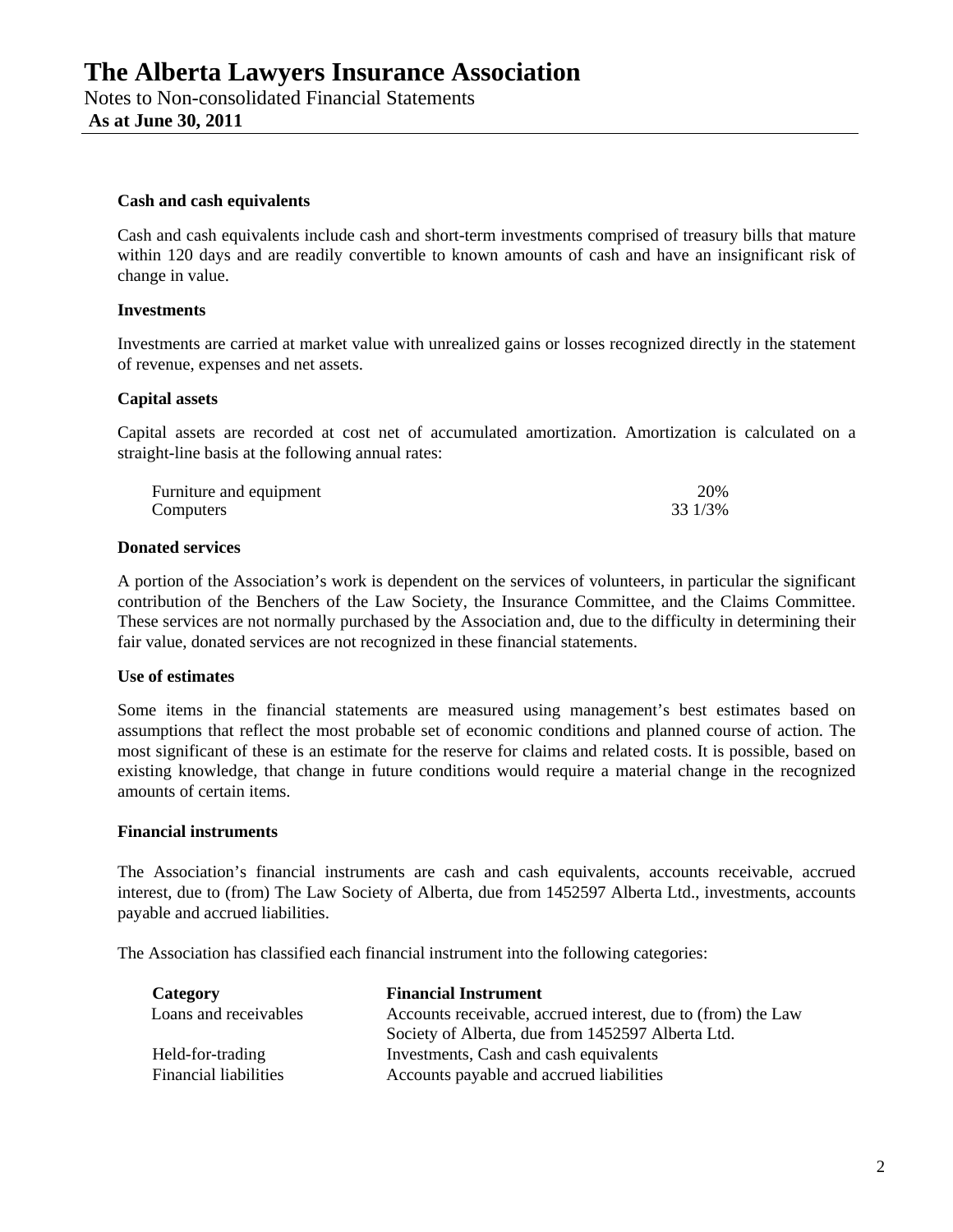# The Alberta Lawyers Insurance Association

Notes to Non-consolidated Financial Statements

**As at June 30, 2011**

**Cash and cash equivalents**

Cash and cash equivalents include cash and short-term investments comprised of treasury bills that mature within 120 days and are readily convertible to known amounts of cash and have an insignificant risk of change in value.

**Investments**

Investments are carried at market value with unrealized gains or losses recognized directly in the statement of revenue, expenses and net assets.

**Capital assets**

Capital assets are recorded at cost net of accumulated amortization. Amortization is calculated on a straight-line basis at the following annual rates:

| | |
|---|---|
| Furniture and equipment | 20% |
| Computers | 33 1/3% |

**Donated services**

A portion of the Association's work is dependent on the services of volunteers, in particular the significant contribution of the Benchers of the Law Society, the Insurance Committee, and the Claims Committee. These services are not normally purchased by the Association and, due to the difficulty in determining their fair value, donated services are not recognized in these financial statements.

**Use of estimates**

Some items in the financial statements are measured using management's best estimates based on assumptions that reflect the most probable set of economic conditions and planned course of action. The most significant of these is an estimate for the reserve for claims and related costs. It is possible, based on existing knowledge, that change in future conditions would require a material change in the recognized amounts of certain items.

**Financial instruments**

The Association's financial instruments are cash and cash equivalents, accounts receivable, accrued interest, due to (from) The Law Society of Alberta, due from 1452597 Alberta Ltd., investments, accounts payable and accrued liabilities.

The Association has classified each financial instrument into the following categories:

| Category | Financial Instrument |
|---|---|
| Loans and receivables | Accounts receivable, accrued interest, due to (from) the Law Society of Alberta, due from 1452597 Alberta Ltd. |
| Held-for-trading | Investments, Cash and cash equivalents |
| Financial liabilities | Accounts payable and accrued liabilities |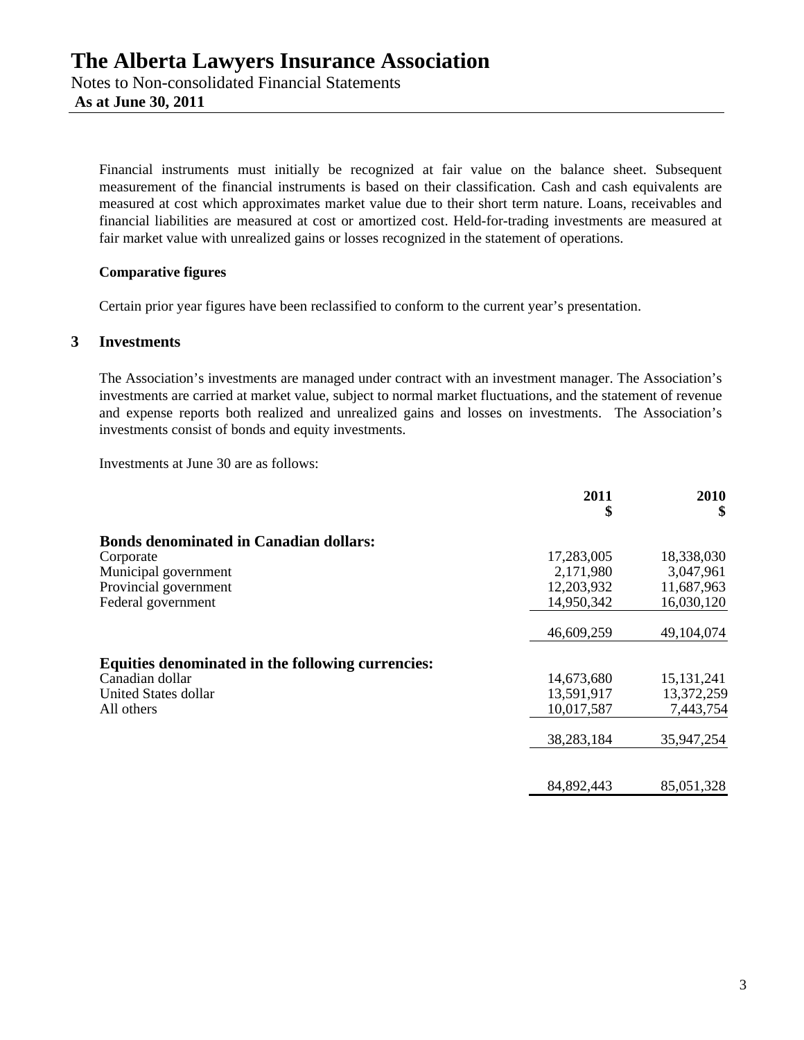Financial instruments must initially be recognized at fair value on the balance sheet. Subsequent measurement of the financial instruments is based on their classification. Cash and cash equivalents are measured at cost which approximates market value due to their short term nature. Loans, receivables and financial liabilities are measured at cost or amortized cost. Held-for-trading investments are measured at fair market value with unrealized gains or losses recognized in the statement of operations.

**Comparative figures**

Certain prior year figures have been reclassified to conform to the current year's presentation.

## 3 Investments

The Association's investments are managed under contract with an investment manager. The Association's investments are carried at market value, subject to normal market fluctuations, and the statement of revenue and expense reports both realized and unrealized gains and losses on investments. The Association's investments consist of bonds and equity investments.

Investments at June 30 are as follows:

| | 2011 $ | 2010 $ |
|---|---:|---:|
| **Bonds denominated in Canadian dollars:** | | |
| Corporate | 17,283,005 | 18,338,030 |
| Municipal government | 2,171,980 | 3,047,961 |
| Provincial government | 12,203,932 | 11,687,963 |
| Federal government | 14,950,342 | 16,030,120 |
| | 46,609,259 | 49,104,074 |
| **Equities denominated in the following currencies:** | | |
| Canadian dollar | 14,673,680 | 15,131,241 |
| United States dollar | 13,591,917 | 13,372,259 |
| All others | 10,017,587 | 7,443,754 |
| | 38,283,184 | 35,947,254 |
| | 84,892,443 | 85,051,328 |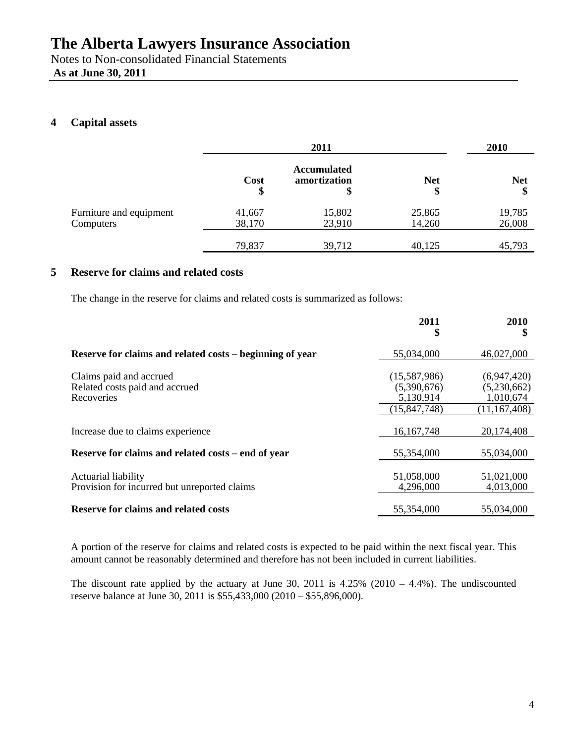# The Alberta Lawyers Insurance Association

Notes to Non-consolidated Financial Statements
**As at June 30, 2011**

## 4 Capital assets

| | 2011 | | | 2010 |
|---|---|---|---|---|
| | **Cost** $ | **Accumulated amortization** $ | **Net** $ | **Net** $ |
| Furniture and equipment | 41,667 | 15,802 | 25,865 | 19,785 |
| Computers | 38,170 | 23,910 | 14,260 | 26,008 |
| | 79,837 | 39,712 | 40,125 | 45,793 |

## 5 Reserve for claims and related costs

The change in the reserve for claims and related costs is summarized as follows:

| | 2011 $ | 2010 $ |
|---|---|---|
| **Reserve for claims and related costs – beginning of year** | 55,034,000 | 46,027,000 |
| Claims paid and accrued | (15,587,986) | (6,947,420) |
| Related costs paid and accrued | (5,390,676) | (5,230,662) |
| Recoveries | 5,130,914 | 1,010,674 |
| | (15,847,748) | (11,167,408) |
| Increase due to claims experience | 16,167,748 | 20,174,408 |
| **Reserve for claims and related costs – end of year** | 55,354,000 | 55,034,000 |
| Actuarial liability | 51,058,000 | 51,021,000 |
| Provision for incurred but unreported claims | 4,296,000 | 4,013,000 |
| **Reserve for claims and related costs** | 55,354,000 | 55,034,000 |

A portion of the reserve for claims and related costs is expected to be paid within the next fiscal year. This amount cannot be reasonably determined and therefore has not been included in current liabilities.

The discount rate applied by the actuary at June 30, 2011 is 4.25% (2010 – 4.4%). The undiscounted reserve balance at June 30, 2011 is $55,433,000 (2010 – $55,896,000).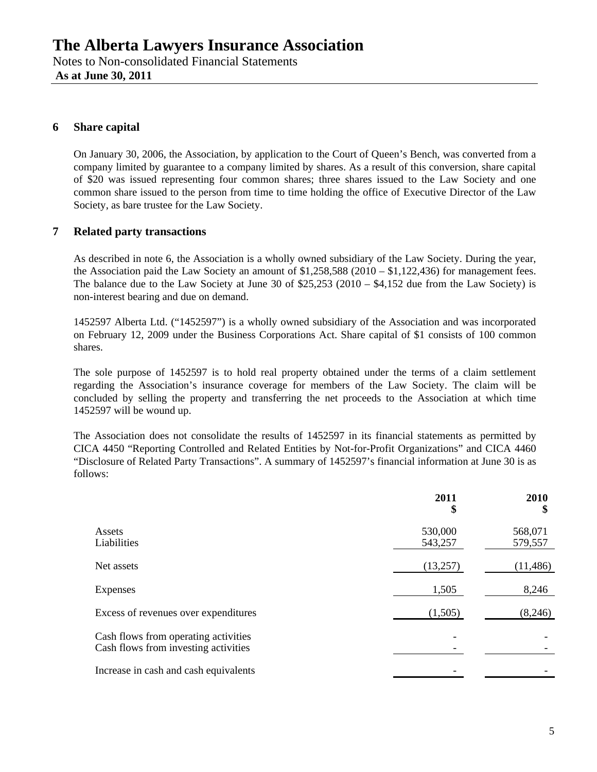# The Alberta Lawyers Insurance Association

Notes to Non-consolidated Financial Statements

**As at June 30, 2011**

## 6 Share capital

On January 30, 2006, the Association, by application to the Court of Queen's Bench, was converted from a company limited by guarantee to a company limited by shares. As a result of this conversion, share capital of $20 was issued representing four common shares; three shares issued to the Law Society and one common share issued to the person from time to time holding the office of Executive Director of the Law Society, as bare trustee for the Law Society.

## 7 Related party transactions

As described in note 6, the Association is a wholly owned subsidiary of the Law Society. During the year, the Association paid the Law Society an amount of $1,258,588 (2010 – $1,122,436) for management fees. The balance due to the Law Society at June 30 of $25,253 (2010 – $4,152 due from the Law Society) is non-interest bearing and due on demand.

1452597 Alberta Ltd. ("1452597") is a wholly owned subsidiary of the Association and was incorporated on February 12, 2009 under the Business Corporations Act. Share capital of $1 consists of 100 common shares.

The sole purpose of 1452597 is to hold real property obtained under the terms of a claim settlement regarding the Association's insurance coverage for members of the Law Society. The claim will be concluded by selling the property and transferring the net proceeds to the Association at which time 1452597 will be wound up.

The Association does not consolidate the results of 1452597 in its financial statements as permitted by CICA 4450 "Reporting Controlled and Related Entities by Not-for-Profit Organizations" and CICA 4460 "Disclosure of Related Party Transactions". A summary of 1452597's financial information at June 30 is as follows:

| | 2011 $ | 2010 $ |
|---|---|---|
| Assets | 530,000 | 568,071 |
| Liabilities | 543,257 | 579,557 |
| Net assets | (13,257) | (11,486) |
| Expenses | 1,505 | 8,246 |
| Excess of revenues over expenditures | (1,505) | (8,246) |
| Cash flows from operating activities | - | - |
| Cash flows from investing activities | - | - |
| Increase in cash and cash equivalents | - | - |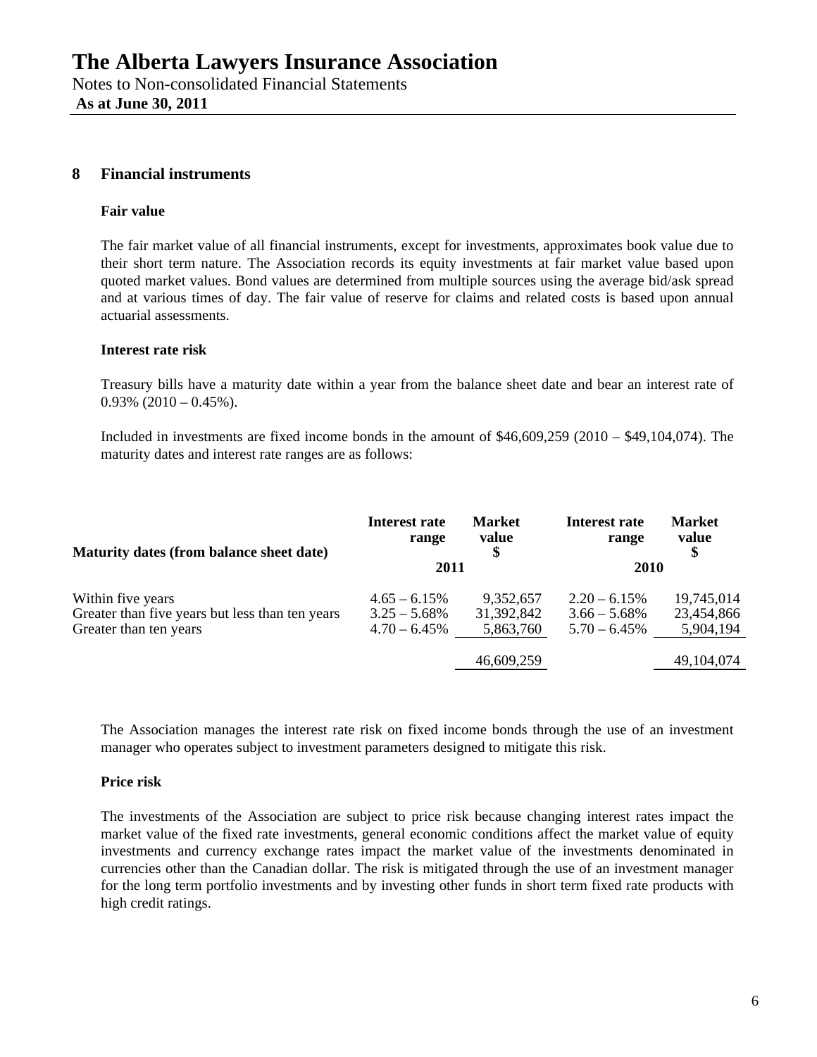# The Alberta Lawyers Insurance Association

Notes to Non-consolidated Financial Statements
**As at June 30, 2011**

## 8 Financial instruments

### Fair value

The fair market value of all financial instruments, except for investments, approximates book value due to their short term nature. The Association records its equity investments at fair market value based upon quoted market values. Bond values are determined from multiple sources using the average bid/ask spread and at various times of day. The fair value of reserve for claims and related costs is based upon annual actuarial assessments.

### Interest rate risk

Treasury bills have a maturity date within a year from the balance sheet date and bear an interest rate of 0.93% (2010 – 0.45%).

Included in investments are fixed income bonds in the amount of $46,609,259 (2010 – $49,104,074). The maturity dates and interest rate ranges are as follows:

| Maturity dates (from balance sheet date) | Interest rate range | Market value $ | Interest rate range | Market value $ |
|---|---|---|---|---|
| | 2011 | | 2010 | |
| Within five years | 4.65 – 6.15% | 9,352,657 | 2.20 – 6.15% | 19,745,014 |
| Greater than five years but less than ten years | 3.25 – 5.68% | 31,392,842 | 3.66 – 5.68% | 23,454,866 |
| Greater than ten years | 4.70 – 6.45% | 5,863,760 | 5.70 – 6.45% | 5,904,194 |
| | | 46,609,259 | | 49,104,074 |

The Association manages the interest rate risk on fixed income bonds through the use of an investment manager who operates subject to investment parameters designed to mitigate this risk.

### Price risk

The investments of the Association are subject to price risk because changing interest rates impact the market value of the fixed rate investments, general economic conditions affect the market value of equity investments and currency exchange rates impact the market value of the investments denominated in currencies other than the Canadian dollar. The risk is mitigated through the use of an investment manager for the long term portfolio investments and by investing other funds in short term fixed rate products with high credit ratings.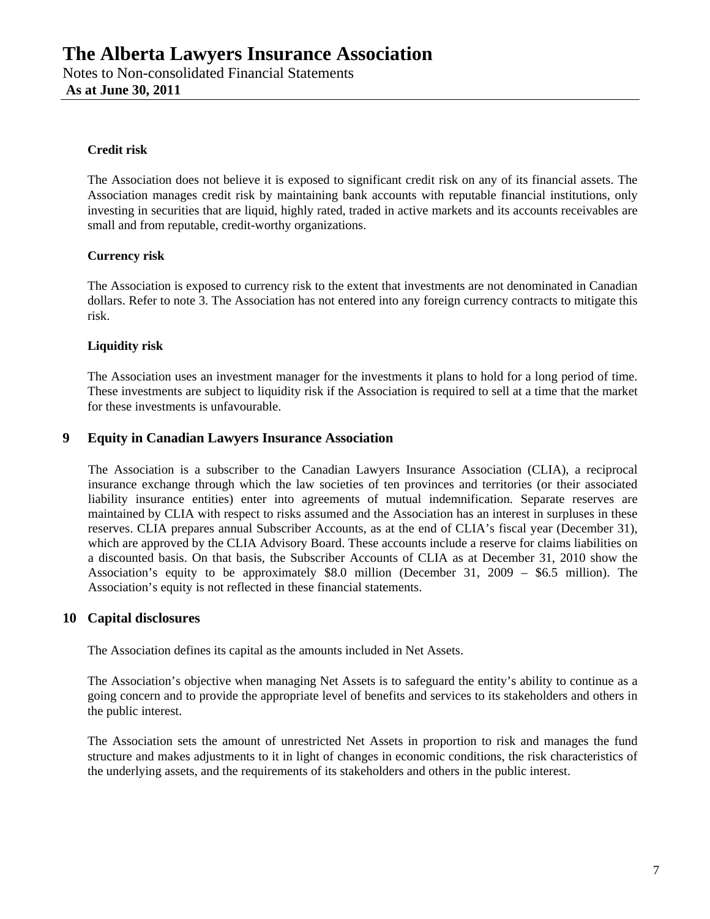**Credit risk**

The Association does not believe it is exposed to significant credit risk on any of its financial assets. The Association manages credit risk by maintaining bank accounts with reputable financial institutions, only investing in securities that are liquid, highly rated, traded in active markets and its accounts receivables are small and from reputable, credit-worthy organizations.

**Currency risk**

The Association is exposed to currency risk to the extent that investments are not denominated in Canadian dollars. Refer to note 3. The Association has not entered into any foreign currency contracts to mitigate this risk.

**Liquidity risk**

The Association uses an investment manager for the investments it plans to hold for a long period of time. These investments are subject to liquidity risk if the Association is required to sell at a time that the market for these investments is unfavourable.

## 9 Equity in Canadian Lawyers Insurance Association

The Association is a subscriber to the Canadian Lawyers Insurance Association (CLIA), a reciprocal insurance exchange through which the law societies of ten provinces and territories (or their associated liability insurance entities) enter into agreements of mutual indemnification. Separate reserves are maintained by CLIA with respect to risks assumed and the Association has an interest in surpluses in these reserves. CLIA prepares annual Subscriber Accounts, as at the end of CLIA's fiscal year (December 31), which are approved by the CLIA Advisory Board. These accounts include a reserve for claims liabilities on a discounted basis. On that basis, the Subscriber Accounts of CLIA as at December 31, 2010 show the Association's equity to be approximately $8.0 million (December 31, 2009 – $6.5 million). The Association's equity is not reflected in these financial statements.

## 10 Capital disclosures

The Association defines its capital as the amounts included in Net Assets.

The Association's objective when managing Net Assets is to safeguard the entity's ability to continue as a going concern and to provide the appropriate level of benefits and services to its stakeholders and others in the public interest.

The Association sets the amount of unrestricted Net Assets in proportion to risk and manages the fund structure and makes adjustments to it in light of changes in economic conditions, the risk characteristics of the underlying assets, and the requirements of its stakeholders and others in the public interest.